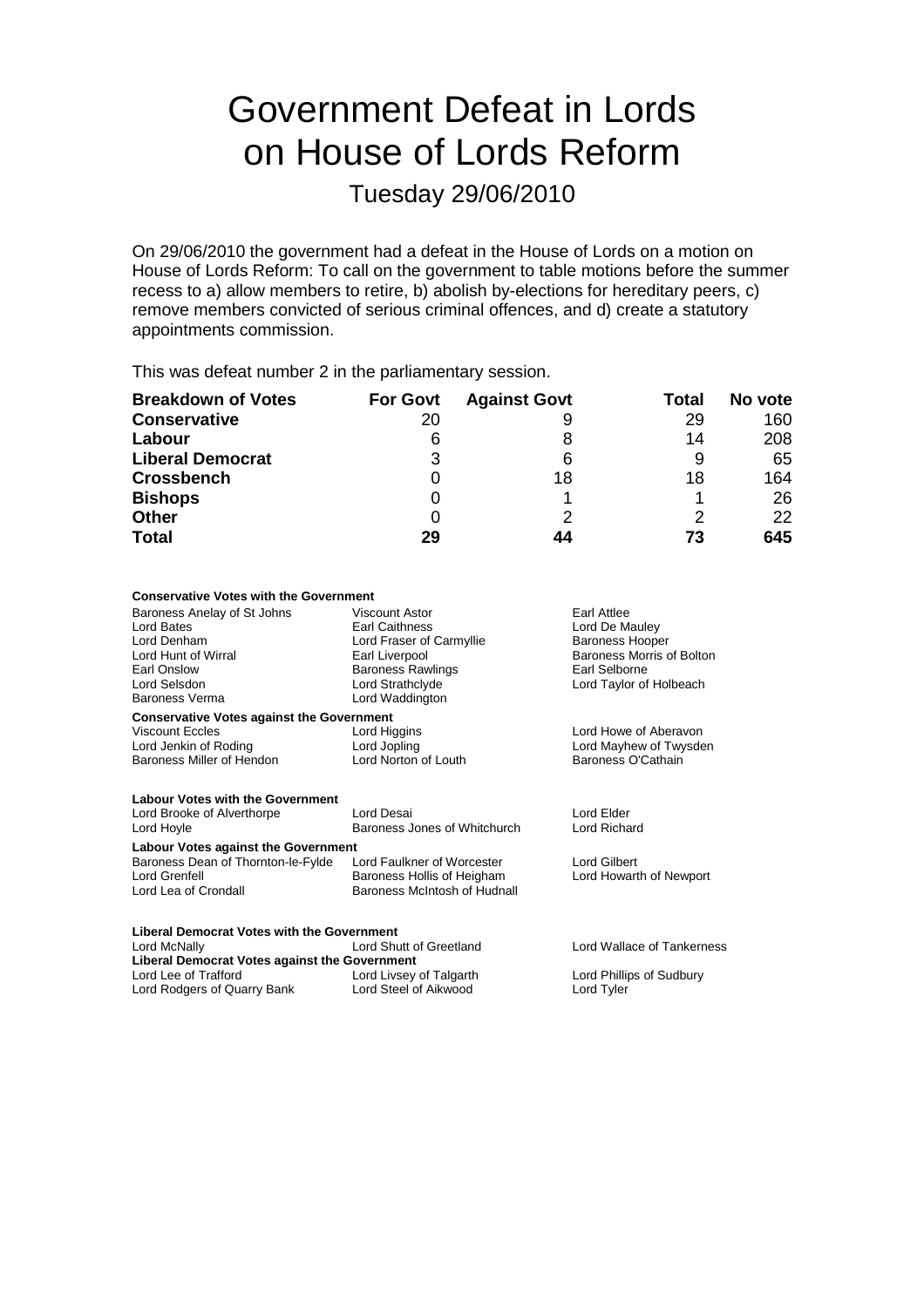# Government Defeat in Lords on House of Lords Reform

## Tuesday 29/06/2010

On 29/06/2010 the government had a defeat in the House of Lords on a motion on House of Lords Reform: To call on the government to table motions before the summer recess to a) allow members to retire, b) abolish by-elections for hereditary peers, c) remove members convicted of serious criminal offences, and d) create a statutory appointments commission.

This was defeat number 2 in the parliamentary session.

| Breakdown of Votes | For Govt | Against Govt | Total | No vote |
|---|---|---|---|---|
| **Conservative** | 20 | 9 | 29 | 160 |
| **Labour** | 6 | 8 | 14 | 208 |
| **Liberal Democrat** | 3 | 6 | 9 | 65 |
| **Crossbench** | 0 | 18 | 18 | 164 |
| **Bishops** | 0 | 1 | 1 | 26 |
| **Other** | 0 | 2 | 2 | 22 |
| **Total** | **29** | **44** | **73** | **645** |

**Conservative Votes with the Government**

Baroness Anelay of St Johns, Viscount Astor, Earl Attlee, Lord Bates, Earl Caithness, Lord De Mauley, Lord Denham, Lord Fraser of Carmyllie, Baroness Hooper, Lord Hunt of Wirral, Earl Liverpool, Baroness Morris of Bolton, Earl Onslow, Baroness Rawlings, Earl Selborne, Lord Selsdon, Lord Strathclyde, Lord Taylor of Holbeach, Baroness Verma, Lord Waddington

**Conservative Votes against the Government**

Viscount Eccles, Lord Higgins, Lord Howe of Aberavon, Lord Jenkin of Roding, Lord Jopling, Lord Mayhew of Twysden, Baroness Miller of Hendon, Lord Norton of Louth, Baroness O'Cathain

**Labour Votes with the Government**

Lord Brooke of Alverthorpe, Lord Desai, Lord Elder, Lord Hoyle, Baroness Jones of Whitchurch, Lord Richard

**Labour Votes against the Government**

Baroness Dean of Thornton-le-Fylde, Lord Faulkner of Worcester, Lord Gilbert, Lord Grenfell, Baroness Hollis of Heigham, Lord Howarth of Newport, Lord Lea of Crondall, Baroness McIntosh of Hudnall

**Liberal Democrat Votes with the Government**

Lord McNally, Lord Shutt of Greetland, Lord Wallace of Tankerness

**Liberal Democrat Votes against the Government**

Lord Lee of Trafford, Lord Livsey of Talgarth, Lord Phillips of Sudbury, Lord Rodgers of Quarry Bank, Lord Steel of Aikwood, Lord Tyler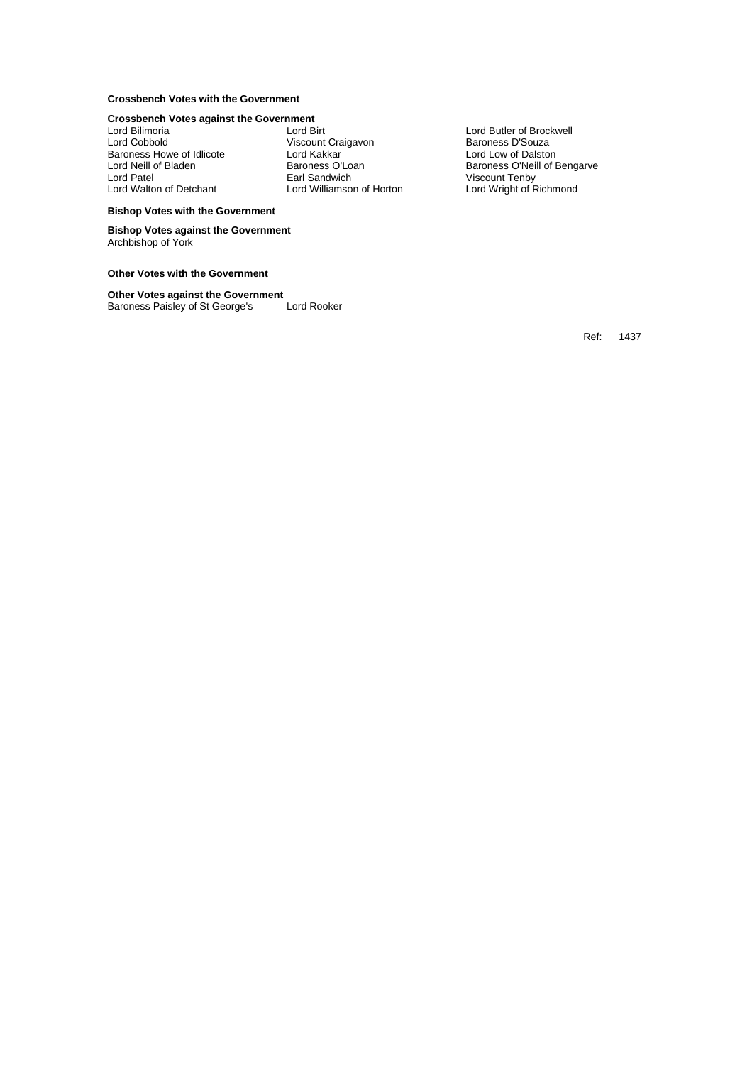**Crossbench Votes with the Government**

**Crossbench Votes against the Government**

| | | |
|---|---|---|
| Lord Bilimoria | Lord Birt | Lord Butler of Brockwell |
| Lord Cobbold | Viscount Craigavon | Baroness D'Souza |
| Baroness Howe of Idlicote | Lord Kakkar | Lord Low of Dalston |
| Lord Neill of Bladen | Baroness O'Loan | Baroness O'Neill of Bengarve |
| Lord Patel | Earl Sandwich | Viscount Tenby |
| Lord Walton of Detchant | Lord Williamson of Horton | Lord Wright of Richmond |

**Bishop Votes with the Government**

**Bishop Votes against the Government**

Archbishop of York

**Other Votes with the Government**

**Other Votes against the Government**

Baroness Paisley of St George's    Lord Rooker

Ref: 1437